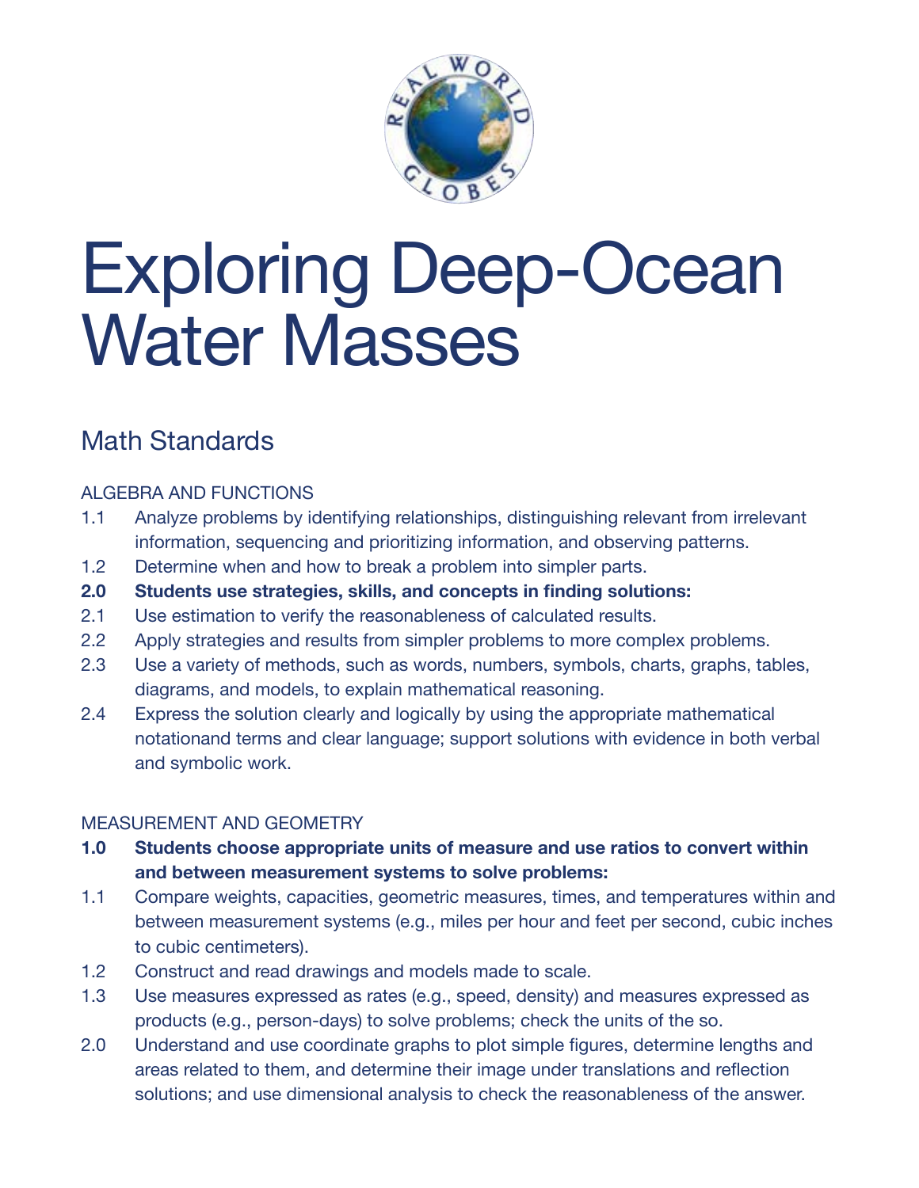# Exploring Deep-Ocean Water Masses

## Math Standards

ALGEBRA AND FUNCTIONS

1.1 Analyze problems by identifying relationships, distinguishing relevant from irrelevant information, sequencing and prioritizing information, and observing patterns.

1.2 Determine when and how to break a problem into simpler parts.

**2.0 Students use strategies, skills, and concepts in finding solutions:**

2.1 Use estimation to verify the reasonableness of calculated results.

2.2 Apply strategies and results from simpler problems to more complex problems.

2.3 Use a variety of methods, such as words, numbers, symbols, charts, graphs, tables, diagrams, and models, to explain mathematical reasoning.

2.4 Express the solution clearly and logically by using the appropriate mathematical notationand terms and clear language; support solutions with evidence in both verbal and symbolic work.

MEASUREMENT AND GEOMETRY

**1.0 Students choose appropriate units of measure and use ratios to convert within and between measurement systems to solve problems:**

1.1 Compare weights, capacities, geometric measures, times, and temperatures within and between measurement systems (e.g., miles per hour and feet per second, cubic inches to cubic centimeters).

1.2 Construct and read drawings and models made to scale.

1.3 Use measures expressed as rates (e.g., speed, density) and measures expressed as products (e.g., person-days) to solve problems; check the units of the so.

2.0 Understand and use coordinate graphs to plot simple figures, determine lengths and areas related to them, and determine their image under translations and reflection solutions; and use dimensional analysis to check the reasonableness of the answer.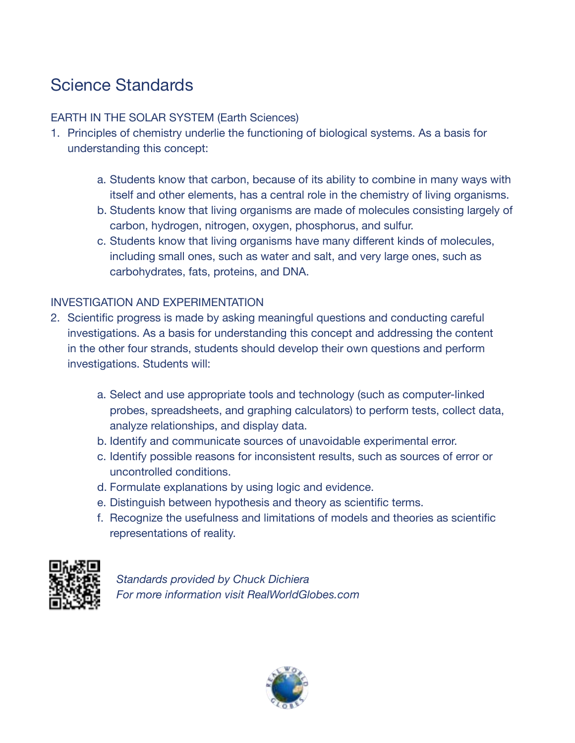# Science Standards

EARTH IN THE SOLAR SYSTEM (Earth Sciences)

1. Principles of chemistry underlie the functioning of biological systems. As a basis for understanding this concept:

    a. Students know that carbon, because of its ability to combine in many ways with itself and other elements, has a central role in the chemistry of living organisms.
    b. Students know that living organisms are made of molecules consisting largely of carbon, hydrogen, nitrogen, oxygen, phosphorus, and sulfur.
    c. Students know that living organisms have many different kinds of molecules, including small ones, such as water and salt, and very large ones, such as carbohydrates, fats, proteins, and DNA.

INVESTIGATION AND EXPERIMENTATION

2. Scientific progress is made by asking meaningful questions and conducting careful investigations. As a basis for understanding this concept and addressing the content in the other four strands, students should develop their own questions and perform investigations. Students will:

    a. Select and use appropriate tools and technology (such as computer-linked probes, spreadsheets, and graphing calculators) to perform tests, collect data, analyze relationships, and display data.
    b. Identify and communicate sources of unavoidable experimental error.
    c. Identify possible reasons for inconsistent results, such as sources of error or uncontrolled conditions.
    d. Formulate explanations by using logic and evidence.
    e. Distinguish between hypothesis and theory as scientific terms.
    f. Recognize the usefulness and limitations of models and theories as scientific representations of reality.

*Standards provided by Chuck Dichiera*
*For more information visit RealWorldGlobes.com*